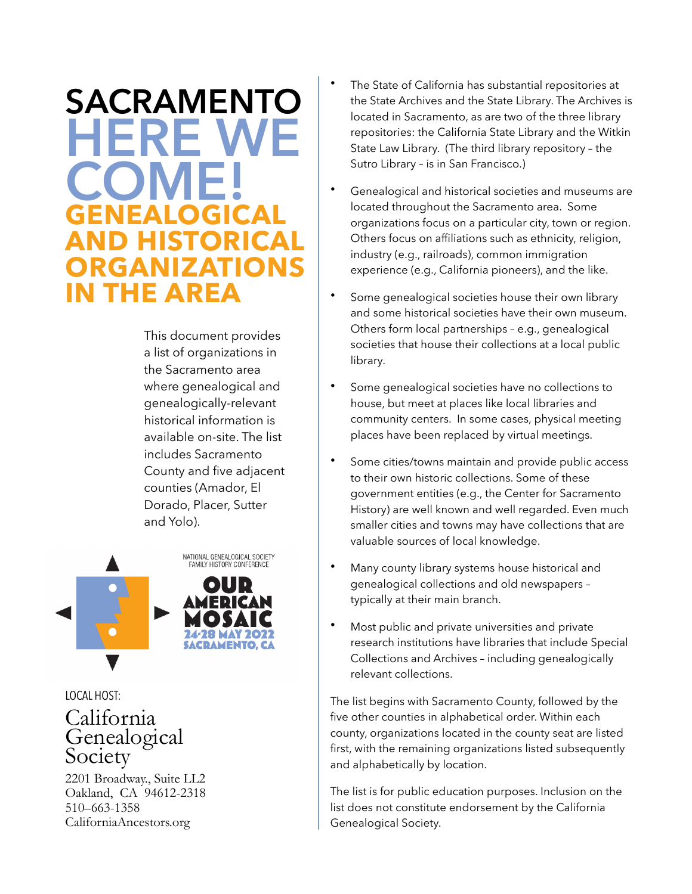# SACRAMENTO HERE WE COME!

## GENEALOGICAL AND HISTORICAL ORGANIZATIONS IN THE AREA

This document provides a list of organizations in the Sacramento area where genealogical and genealogically-relevant historical information is available on-site. The list includes Sacramento County and five adjacent counties (Amador, El Dorado, Placer, Sutter and Yolo).

NATIONAL GENEALOGICAL SOCIETY FAMILY HISTORY CONFERENCE

OUR AMERICAN MOSAIC

24-28 MAY 2022

SACRAMENTO, CA

LOCAL HOST:

California Genealogical Society

2201 Broadway., Suite LL2
Oakland, CA 94612-2318
510–663-1358
CaliforniaAncestors.org

- The State of California has substantial repositories at the State Archives and the State Library. The Archives is located in Sacramento, as are two of the three library repositories: the California State Library and the Witkin State Law Library. (The third library repository – the Sutro Library – is in San Francisco.)

- Genealogical and historical societies and museums are located throughout the Sacramento area. Some organizations focus on a particular city, town or region. Others focus on affiliations such as ethnicity, religion, industry (e.g., railroads), common immigration experience (e.g., California pioneers), and the like.

- Some genealogical societies house their own library and some historical societies have their own museum. Others form local partnerships – e.g., genealogical societies that house their collections at a local public library.

- Some genealogical societies have no collections to house, but meet at places like local libraries and community centers. In some cases, physical meeting places have been replaced by virtual meetings.

- Some cities/towns maintain and provide public access to their own historic collections. Some of these government entities (e.g., the Center for Sacramento History) are well known and well regarded. Even much smaller cities and towns may have collections that are valuable sources of local knowledge.

- Many county library systems house historical and genealogical collections and old newspapers – typically at their main branch.

- Most public and private universities and private research institutions have libraries that include Special Collections and Archives – including genealogically relevant collections.

The list begins with Sacramento County, followed by the five other counties in alphabetical order. Within each county, organizations located in the county seat are listed first, with the remaining organizations listed subsequently and alphabetically by location.

The list is for public education purposes. Inclusion on the list does not constitute endorsement by the California Genealogical Society.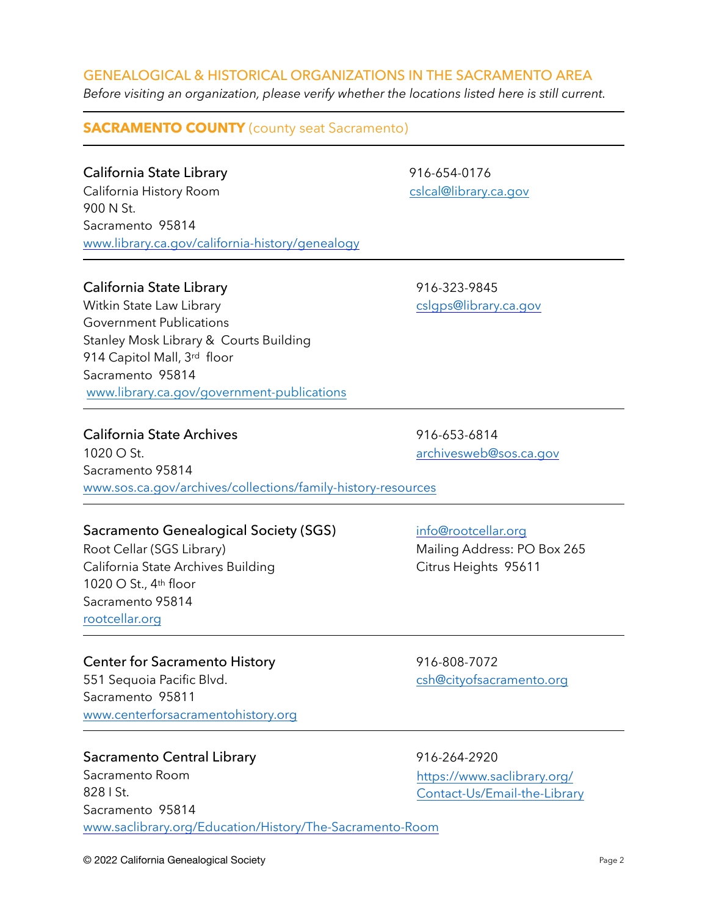## GENEALOGICAL & HISTORICAL ORGANIZATIONS IN THE SACRAMENTO AREA

*Before visiting an organization, please verify whether the locations listed here is still current.*

---

### **SACRAMENTO COUNTY** (county seat Sacramento)

---

**California State Library**
California History Room
900 N St.
Sacramento  95814
www.library.ca.gov/california-history/genealogy

916-654-0176
cslcal@library.ca.gov

---

**California State Library**
Witkin State Law Library
Government Publications
Stanley Mosk Library &  Courts Building
914 Capitol Mall, 3rd  floor
Sacramento  95814
www.library.ca.gov/government-publications

916-323-9845
cslgps@library.ca.gov

---

**California State Archives**
1020 O St.
Sacramento 95814
www.sos.ca.gov/archives/collections/family-history-resources

916-653-6814
archivesweb@sos.ca.gov

---

**Sacramento Genealogical Society (SGS)**
Root Cellar (SGS Library)
California State Archives Building
1020 O St., 4th floor
Sacramento 95814
rootcellar.org

info@rootcellar.org
Mailing Address: PO Box 265
Citrus Heights  95611

---

**Center for Sacramento History**
551 Sequoia Pacific Blvd.
Sacramento  95811
www.centerforsacramentohistory.org

916-808-7072
csh@cityofsacramento.org

---

**Sacramento Central Library**
Sacramento Room
828 I St.
Sacramento  95814
www.saclibrary.org/Education/History/The-Sacramento-Room

916-264-2920
https://www.saclibrary.org/Contact-Us/Email-the-Library

© 2022 California Genealogical Society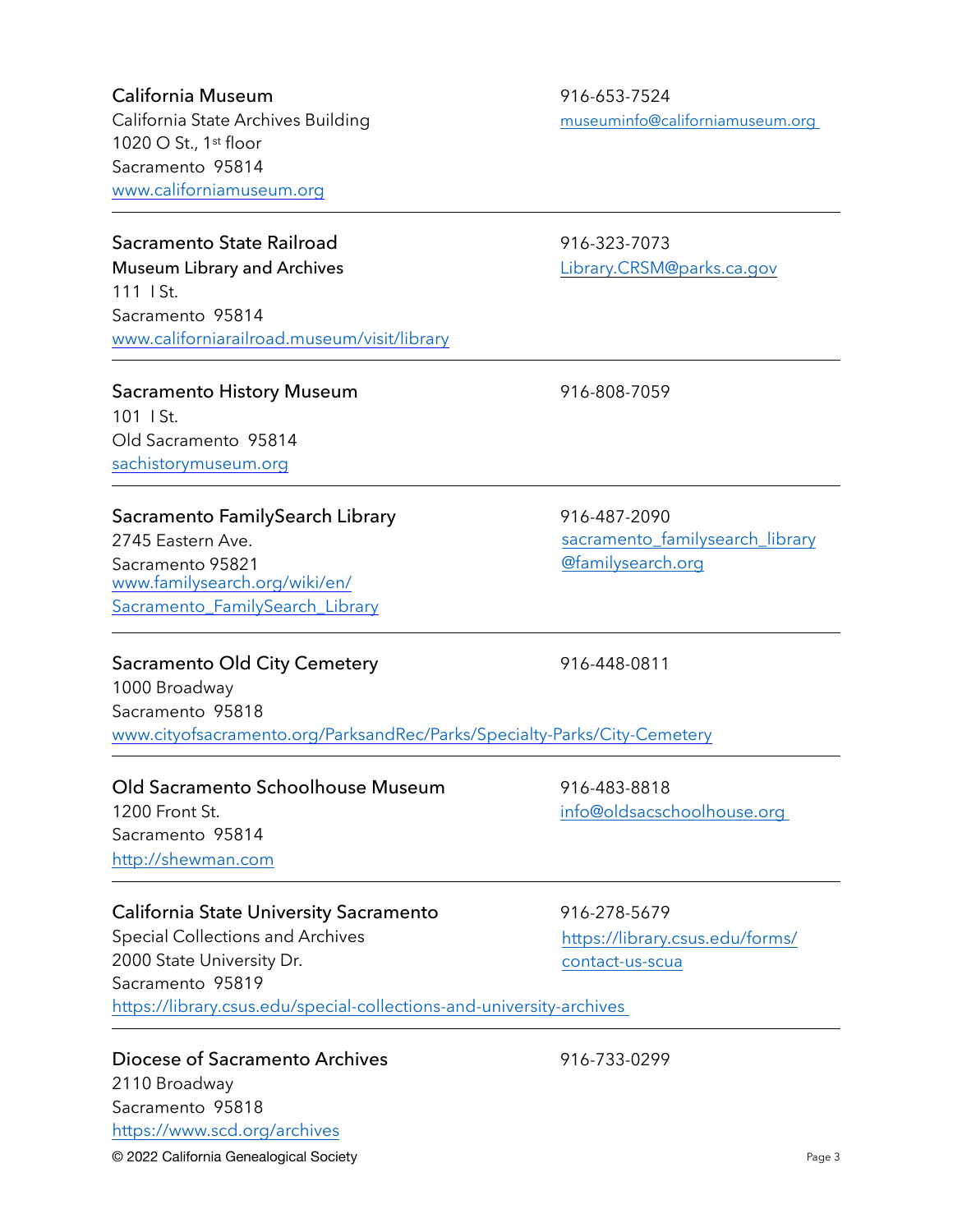**California Museum**
California State Archives Building
1020 O St., 1st floor
Sacramento 95814
www.californiamuseum.org

916-653-7524
museuminfo@californiamuseum.org

---

**Sacramento State Railroad**
**Museum Library and Archives**
111 I St.
Sacramento 95814
www.californiarailroad.museum/visit/library

916-323-7073
Library.CRSM@parks.ca.gov

---

**Sacramento History Museum**
101 I St.
Old Sacramento 95814
sachistorymuseum.org

916-808-7059

---

**Sacramento FamilySearch Library**
2745 Eastern Ave.
Sacramento 95821
www.familysearch.org/wiki/en/Sacramento_FamilySearch_Library

916-487-2090
sacramento_familysearch_library@familysearch.org

---

**Sacramento Old City Cemetery**
1000 Broadway
Sacramento 95818
www.cityofsacramento.org/ParksandRec/Parks/Specialty-Parks/City-Cemetery

916-448-0811

---

**Old Sacramento Schoolhouse Museum**
1200 Front St.
Sacramento 95814
http://shewman.com

916-483-8818
info@oldsacschoolhouse.org

---

**California State University Sacramento**
Special Collections and Archives
2000 State University Dr.
Sacramento 95819
https://library.csus.edu/special-collections-and-university-archives

916-278-5679
https://library.csus.edu/forms/contact-us-scua

---

**Diocese of Sacramento Archives**
2110 Broadway
Sacramento 95818
https://www.scd.org/archives

916-733-0299

© 2022 California Genealogical Society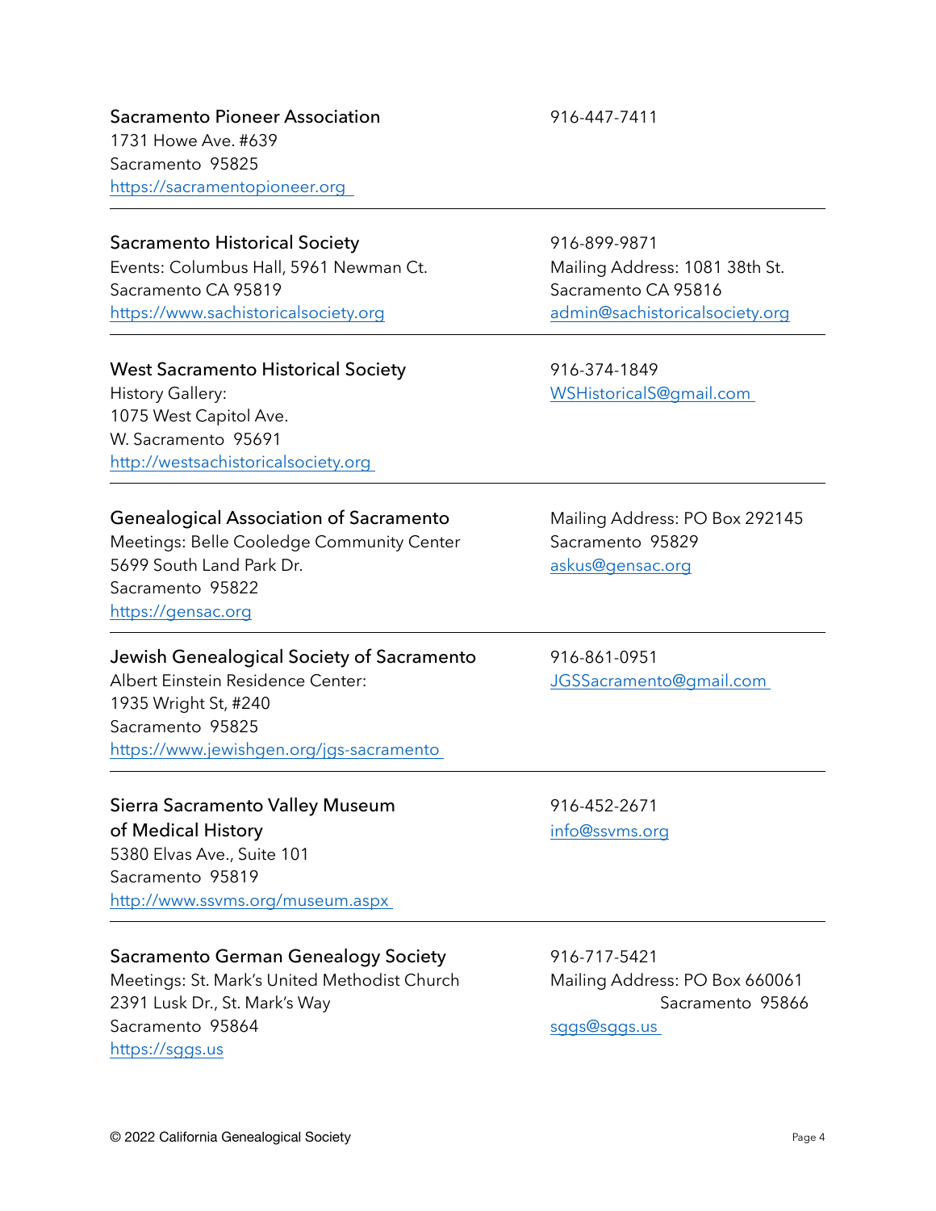**Sacramento Pioneer Association**
1731 Howe Ave. #639
Sacramento  95825
https://sacramentopioneer.org

916-447-7411

---

**Sacramento Historical Society**
Events: Columbus Hall, 5961 Newman Ct.
Sacramento CA 95819
https://www.sachistoricalsociety.org

916-899-9871
Mailing Address: 1081 38th St.
Sacramento CA 95816
admin@sachistoricalsociety.org

---

**West Sacramento Historical Society**
History Gallery:
1075 West Capitol Ave.
W. Sacramento  95691
http://westsachistoricalsociety.org

916-374-1849
WSHistoricalS@gmail.com

---

**Genealogical Association of Sacramento**
Meetings: Belle Cooledge Community Center
5699 South Land Park Dr.
Sacramento  95822
https://gensac.org

Mailing Address: PO Box 292145
Sacramento  95829
askus@gensac.org

---

**Jewish Genealogical Society of Sacramento**
Albert Einstein Residence Center:
1935 Wright St, #240
Sacramento  95825
https://www.jewishgen.org/jgs-sacramento

916-861-0951
JGSSacramento@gmail.com

---

**Sierra Sacramento Valley Museum of Medical History**
5380 Elvas Ave., Suite 101
Sacramento  95819
http://www.ssvms.org/museum.aspx

916-452-2671
info@ssvms.org

---

**Sacramento German Genealogy Society**
Meetings: St. Mark's United Methodist Church
2391 Lusk Dr., St. Mark's Way
Sacramento  95864
https://sggs.us

916-717-5421
Mailing Address: PO Box 660061
Sacramento  95866
sggs@sggs.us

© 2022 California Genealogical Society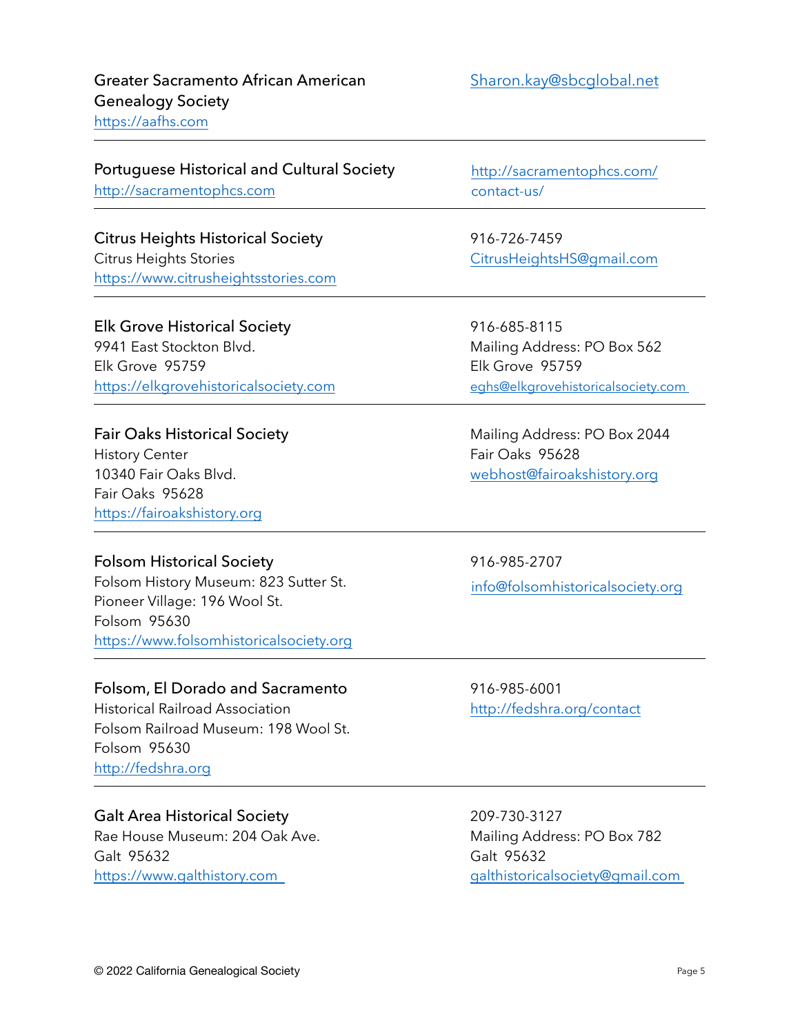**Greater Sacramento African American Genealogy Society**
https://aafhs.com

Sharon.kay@sbcglobal.net

---

**Portuguese Historical and Cultural Society**
http://sacramentophcs.com

http://sacramentophcs.com/contact-us/

---

**Citrus Heights Historical Society**
Citrus Heights Stories
https://www.citrusheightsstories.com

916-726-7459
CitrusHeightsHS@gmail.com

---

**Elk Grove Historical Society**
9941 East Stockton Blvd.
Elk Grove 95759
https://elkgrovehistoricalsociety.com

916-685-8115
Mailing Address: PO Box 562
Elk Grove 95759
eghs@elkgrovehistoricalsociety.com

---

**Fair Oaks Historical Society**
History Center
10340 Fair Oaks Blvd.
Fair Oaks 95628
https://fairoakshistory.org

Mailing Address: PO Box 2044
Fair Oaks 95628
webhost@fairoakshistory.org

---

**Folsom Historical Society**
Folsom History Museum: 823 Sutter St.
Pioneer Village: 196 Wool St.
Folsom 95630
https://www.folsomhistoricalsociety.org

916-985-2707
info@folsomhistoricalsociety.org

---

**Folsom, El Dorado and Sacramento**
Historical Railroad Association
Folsom Railroad Museum: 198 Wool St.
Folsom 95630
http://fedshra.org

916-985-6001
http://fedshra.org/contact

---

**Galt Area Historical Society**
Rae House Museum: 204 Oak Ave.
Galt 95632
https://www.galthistory.com

209-730-3127
Mailing Address: PO Box 782
Galt 95632
galthistoricalsociety@gmail.com

© 2022 California Genealogical Society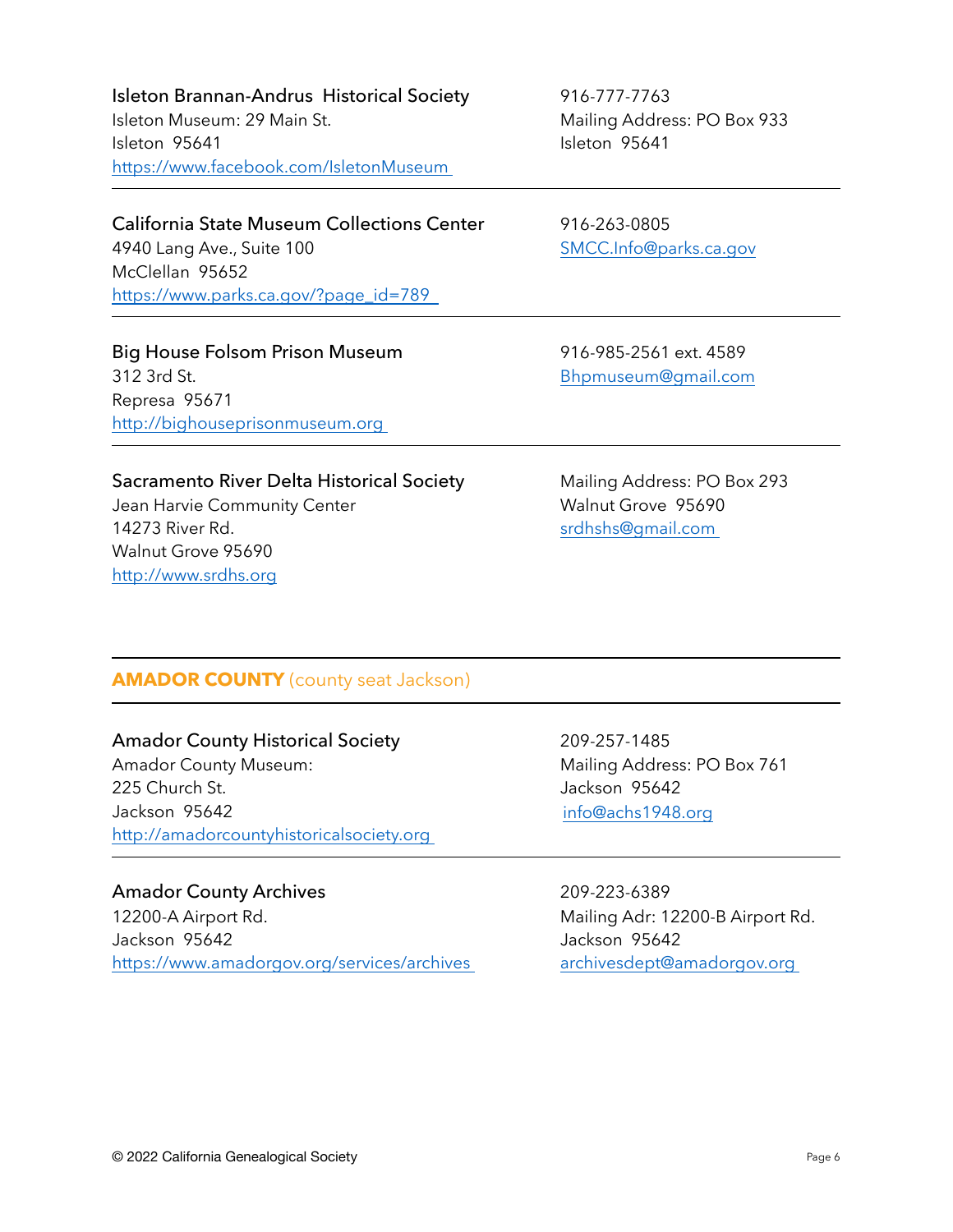**Isleton Brannan-Andrus Historical Society**
Isleton Museum: 29 Main St.
Isleton 95641
https://www.facebook.com/IsletonMuseum

916-777-7763
Mailing Address: PO Box 933
Isleton 95641

---

**California State Museum Collections Center**
4940 Lang Ave., Suite 100
McClellan 95652
https://www.parks.ca.gov/?page_id=789

916-263-0805
SMCC.Info@parks.ca.gov

---

**Big House Folsom Prison Museum**
312 3rd St.
Represa 95671
http://bighouseprisonmuseum.org

916-985-2561 ext. 4589
Bhpmuseum@gmail.com

---

**Sacramento River Delta Historical Society**
Jean Harvie Community Center
14273 River Rd.
Walnut Grove 95690
http://www.srdhs.org

Mailing Address: PO Box 293
Walnut Grove 95690
srdhshs@gmail.com

---

## AMADOR COUNTY (county seat Jackson)

---

**Amador County Historical Society**
Amador County Museum:
225 Church St.
Jackson 95642
http://amadorcountyhistoricalsociety.org

209-257-1485
Mailing Address: PO Box 761
Jackson 95642
info@achs1948.org

---

**Amador County Archives**
12200-A Airport Rd.
Jackson 95642
https://www.amadorgov.org/services/archives

209-223-6389
Mailing Adr: 12200-B Airport Rd.
Jackson 95642
archivesdept@amadorgov.org

© 2022 California Genealogical Society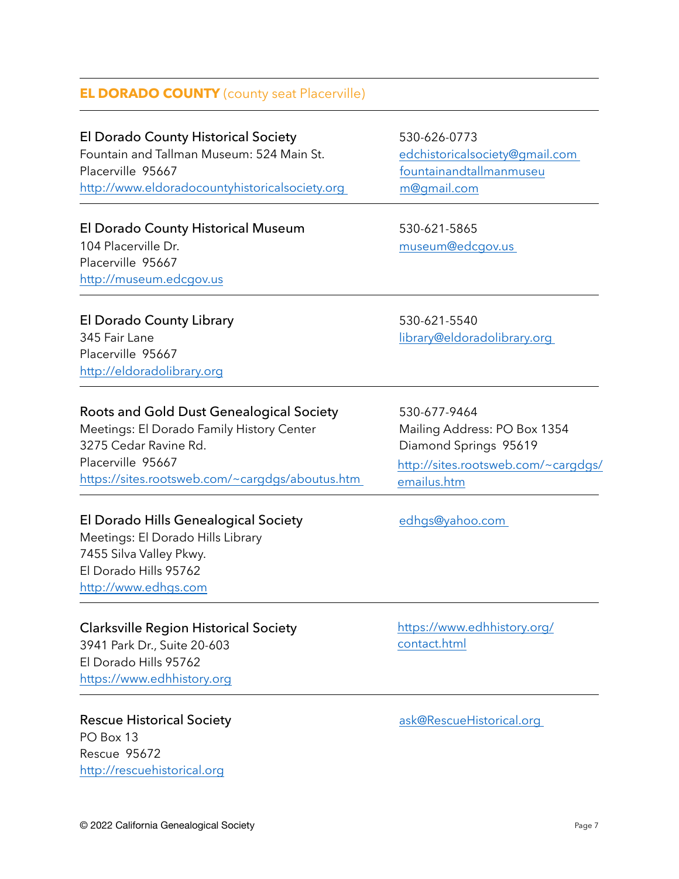## **EL DORADO COUNTY** (county seat Placerville)

---

**El Dorado County Historical Society**
Fountain and Tallman Museum: 524 Main St.
Placerville 95667
http://www.eldoradocountyhistoricalsociety.org

530-626-0773
edchistoricalsociety@gmail.com
fountainandtallmanmuseum@gmail.com

---

**El Dorado County Historical Museum**
104 Placerville Dr.
Placerville 95667
http://museum.edcgov.us

530-621-5865
museum@edcgov.us

---

**El Dorado County Library**
345 Fair Lane
Placerville 95667
http://eldoradolibrary.org

530-621-5540
library@eldoradolibrary.org

---

**Roots and Gold Dust Genealogical Society**
Meetings: El Dorado Family History Center
3275 Cedar Ravine Rd.
Placerville 95667
https://sites.rootsweb.com/~cargdgs/aboutus.htm

530-677-9464
Mailing Address: PO Box 1354
Diamond Springs 95619
http://sites.rootsweb.com/~cargdgs/emailus.htm

---

**El Dorado Hills Genealogical Society**
Meetings: El Dorado Hills Library
7455 Silva Valley Pkwy.
El Dorado Hills 95762
http://www.edhgs.com

edhgs@yahoo.com

---

**Clarksville Region Historical Society**
3941 Park Dr., Suite 20-603
El Dorado Hills 95762
https://www.edhhistory.org

https://www.edhhistory.org/contact.html

---

**Rescue Historical Society**
PO Box 13
Rescue 95672
http://rescuehistorical.org

ask@RescueHistorical.org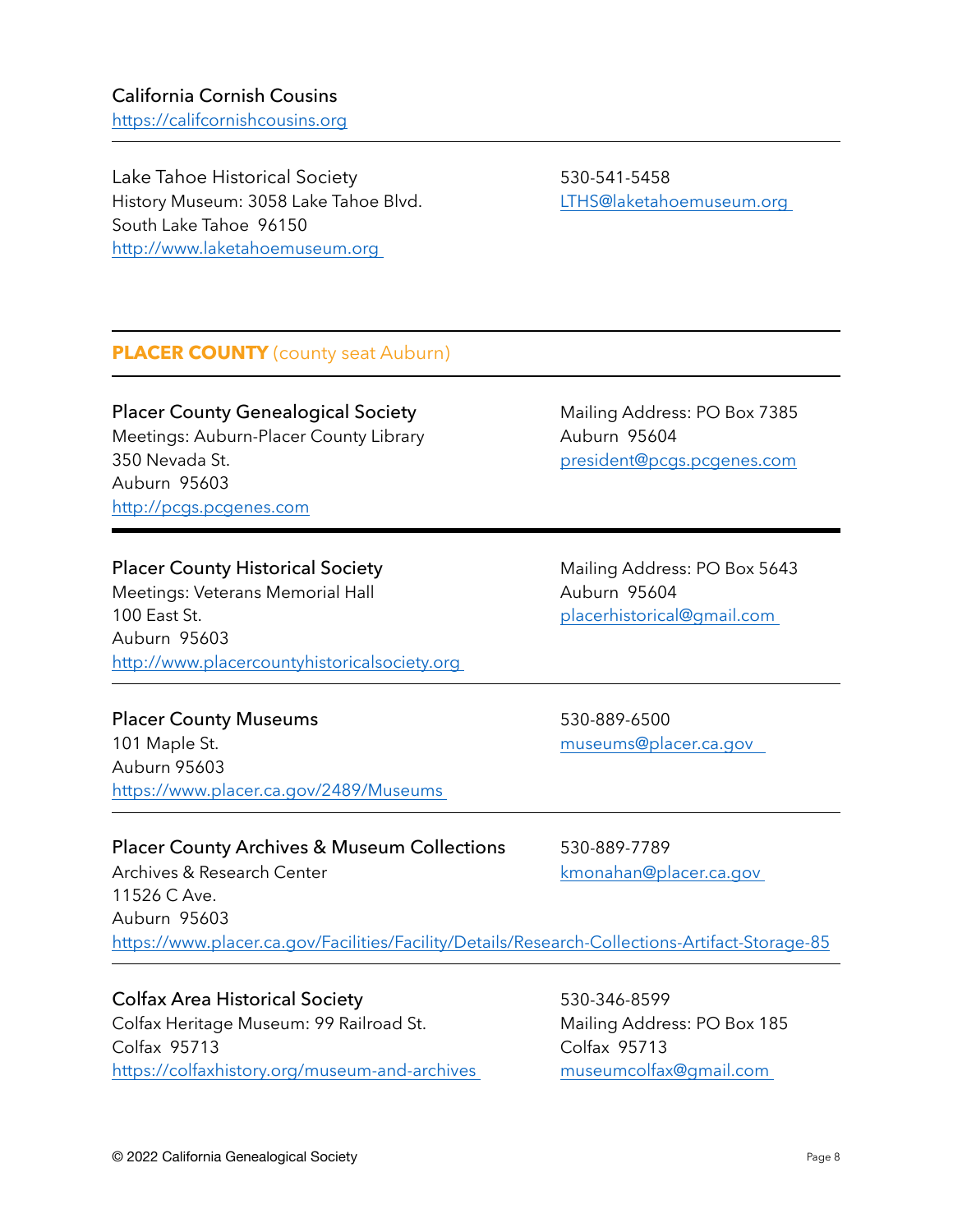**California Cornish Cousins**
https://califcornishcousins.org

---

Lake Tahoe Historical Society
History Museum: 3058 Lake Tahoe Blvd.
South Lake Tahoe  96150
http://www.laketahoemuseum.org

530-541-5458
LTHS@laketahoemuseum.org

---

## PLACER COUNTY (county seat Auburn)

---

**Placer County Genealogical Society**
Meetings: Auburn-Placer County Library
350 Nevada St.
Auburn  95603
http://pcgs.pcgenes.com

Mailing Address: PO Box 7385
Auburn  95604
president@pcgs.pcgenes.com

---

**Placer County Historical Society**
Meetings: Veterans Memorial Hall
100 East St.
Auburn  95603
http://www.placercountyhistoricalsociety.org

Mailing Address: PO Box 5643
Auburn  95604
placerhistorical@gmail.com

---

**Placer County Museums**
101 Maple St.
Auburn 95603
https://www.placer.ca.gov/2489/Museums

530-889-6500
museums@placer.ca.gov

---

**Placer County Archives & Museum Collections**
Archives & Research Center
11526 C Ave.
Auburn  95603
https://www.placer.ca.gov/Facilities/Facility/Details/Research-Collections-Artifact-Storage-85

530-889-7789
kmonahan@placer.ca.gov

---

**Colfax Area Historical Society**
Colfax Heritage Museum: 99 Railroad St.
Colfax  95713
https://colfaxhistory.org/museum-and-archives

530-346-8599
Mailing Address: PO Box 185
Colfax  95713
museumcolfax@gmail.com

© 2022 California Genealogical Society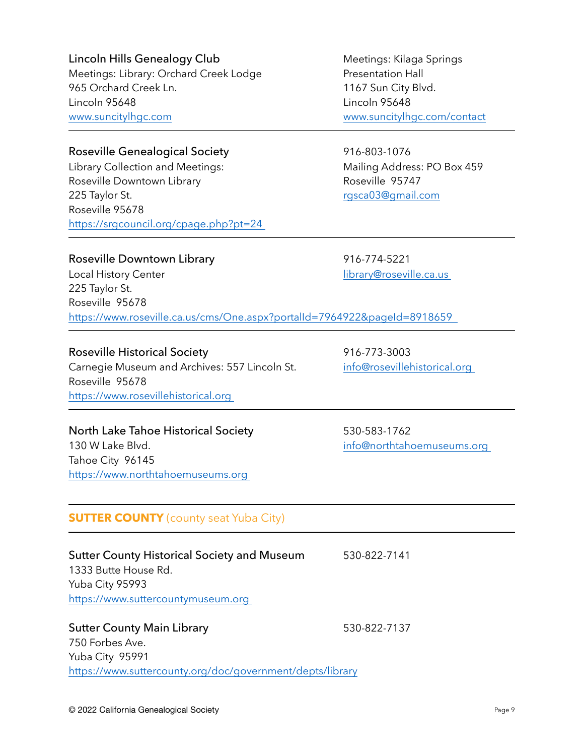**Lincoln Hills Genealogy Club**
Meetings: Library: Orchard Creek Lodge
965 Orchard Creek Ln.
Lincoln 95648
www.suncitylhgc.com

Meetings: Kilaga Springs
Presentation Hall
1167 Sun City Blvd.
Lincoln 95648
www.suncitylhgc.com/contact

---

**Roseville Genealogical Society**
Library Collection and Meetings:
Roseville Downtown Library
225 Taylor St.
Roseville 95678
https://srgcouncil.org/cpage.php?pt=24

916-803-1076
Mailing Address: PO Box 459
Roseville 95747
rgsca03@gmail.com

---

**Roseville Downtown Library**
Local History Center
225 Taylor St.
Roseville 95678
https://www.roseville.ca.us/cms/One.aspx?portalId=7964922&pageId=8918659

916-774-5221
library@roseville.ca.us

---

**Roseville Historical Society**
Carnegie Museum and Archives: 557 Lincoln St.
Roseville 95678
https://www.rosevillehistorical.org

916-773-3003
info@rosevillehistorical.org

---

**North Lake Tahoe Historical Society**
130 W Lake Blvd.
Tahoe City 96145
https://www.northtahoemuseums.org

530-583-1762
info@northtahoemuseums.org

---

## SUTTER COUNTY (county seat Yuba City)

---

**Sutter County Historical Society and Museum**
1333 Butte House Rd.
Yuba City 95993
https://www.suttercountymuseum.org

530-822-7141

**Sutter County Main Library**
750 Forbes Ave.
Yuba City 95991
https://www.suttercounty.org/doc/government/depts/library

530-822-7137

© 2022 California Genealogical Society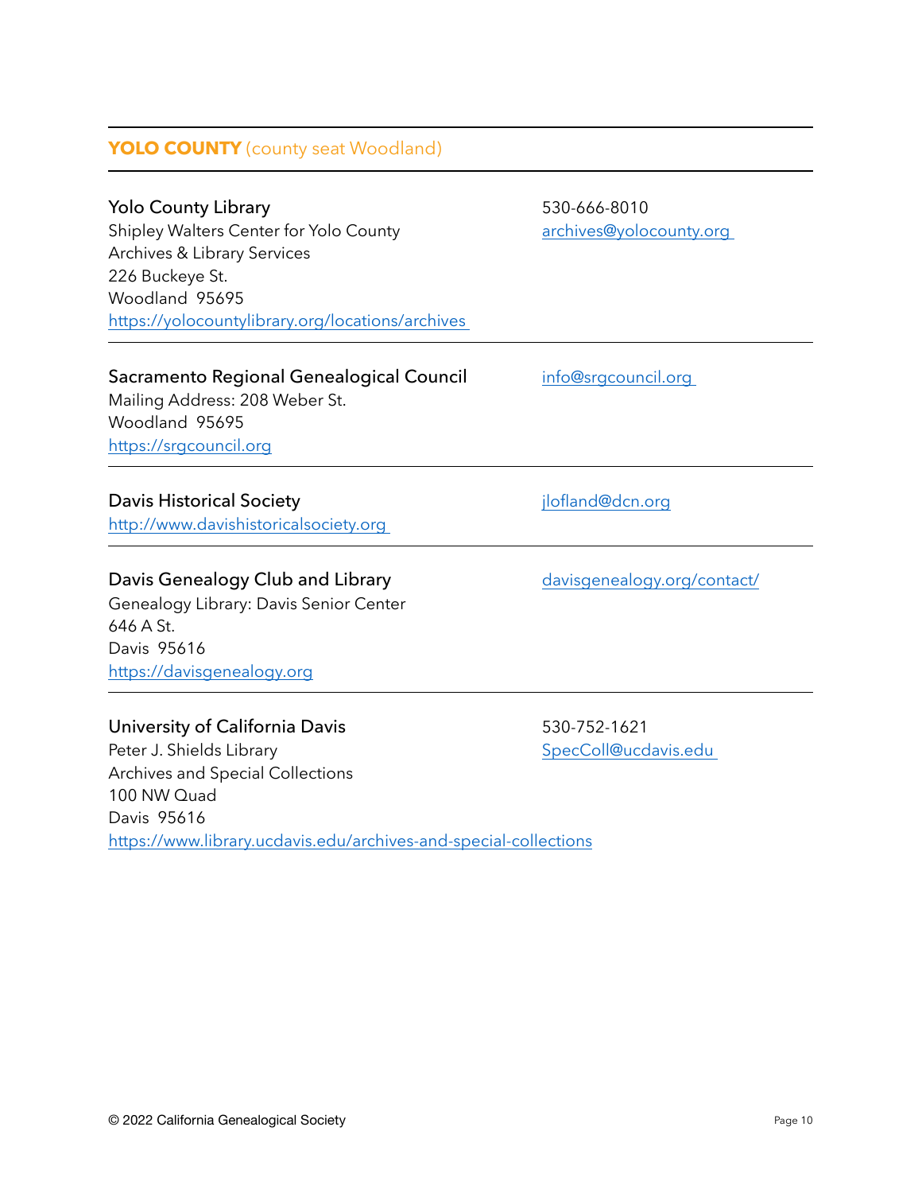## **YOLO COUNTY** (county seat Woodland)

---

**Yolo County Library**
Shipley Walters Center for Yolo County
Archives & Library Services
226 Buckeye St.
Woodland 95695
https://yolocountylibrary.org/locations/archives

530-666-8010
archives@yolocounty.org

---

**Sacramento Regional Genealogical Council**
Mailing Address: 208 Weber St.
Woodland 95695
https://srgcouncil.org

info@srgcouncil.org

---

**Davis Historical Society**
http://www.davishistoricalsociety.org

jlofland@dcn.org

---

**Davis Genealogy Club and Library**
Genealogy Library: Davis Senior Center
646 A St.
Davis 95616
https://davisgenealogy.org

davisgenealogy.org/contact/

---

**University of California Davis**
Peter J. Shields Library
Archives and Special Collections
100 NW Quad
Davis 95616
https://www.library.ucdavis.edu/archives-and-special-collections

530-752-1621
SpecColl@ucdavis.edu

© 2022 California Genealogical Society